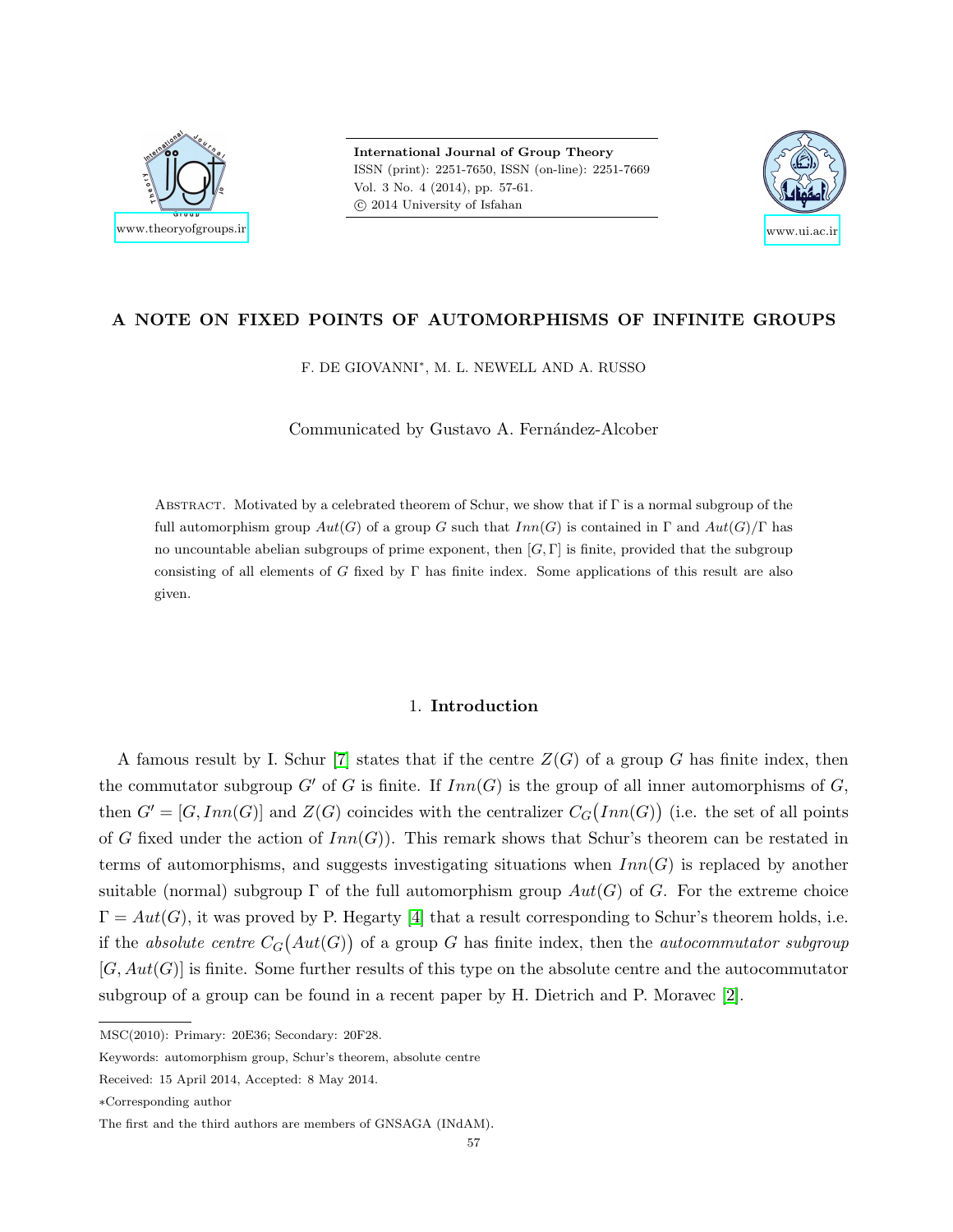# A NOTE ON FIXED POINTS OF AUTOMORPHISMS OF INFINITE GROUPS

F. DE GIOVANNI*, M. L. NEWELL AND A. RUSSO

Communicated by Gustavo A. Fernández-Alcober

Abstract. Motivated by a celebrated theorem of Schur, we show that if $\Gamma$ is a normal subgroup of the full automorphism group $Aut(G)$ of a group $G$ such that $Inn(G)$ is contained in $\Gamma$ and $Aut(G)/\Gamma$ has no uncountable abelian subgroups of prime exponent, then $[G, \Gamma]$ is finite, provided that the subgroup consisting of all elements of $G$ fixed by $\Gamma$ has finite index. Some applications of this result are also given.

## 1. Introduction

A famous result by I. Schur [7] states that if the centre $Z(G)$ of a group $G$ has finite index, then the commutator subgroup $G'$ of $G$ is finite. If $Inn(G)$ is the group of all inner automorphisms of $G$, then $G' = [G, Inn(G)]$ and $Z(G)$ coincides with the centralizer $C_G\big(Inn(G)\big)$ (i.e. the set of all points of $G$ fixed under the action of $Inn(G)$). This remark shows that Schur's theorem can be restated in terms of automorphisms, and suggests investigating situations when $Inn(G)$ is replaced by another suitable (normal) subgroup $\Gamma$ of the full automorphism group $Aut(G)$ of $G$. For the extreme choice $\Gamma = Aut(G)$, it was proved by P. Hegarty [4] that a result corresponding to Schur's theorem holds, i.e. if the *absolute centre* $C_G\big(Aut(G)\big)$ of a group $G$ has finite index, then the *autocommutator subgroup* $[G, Aut(G)]$ is finite. Some further results of this type on the absolute centre and the autocommutator subgroup of a group can be found in a recent paper by H. Dietrich and P. Moravec [2].

MSC(2010): Primary: 20E36; Secondary: 20F28.

Keywords: automorphism group, Schur's theorem, absolute centre

Received: 15 April 2014, Accepted: 8 May 2014.

*Corresponding author

The first and the third authors are members of GNSAGA (INdAM).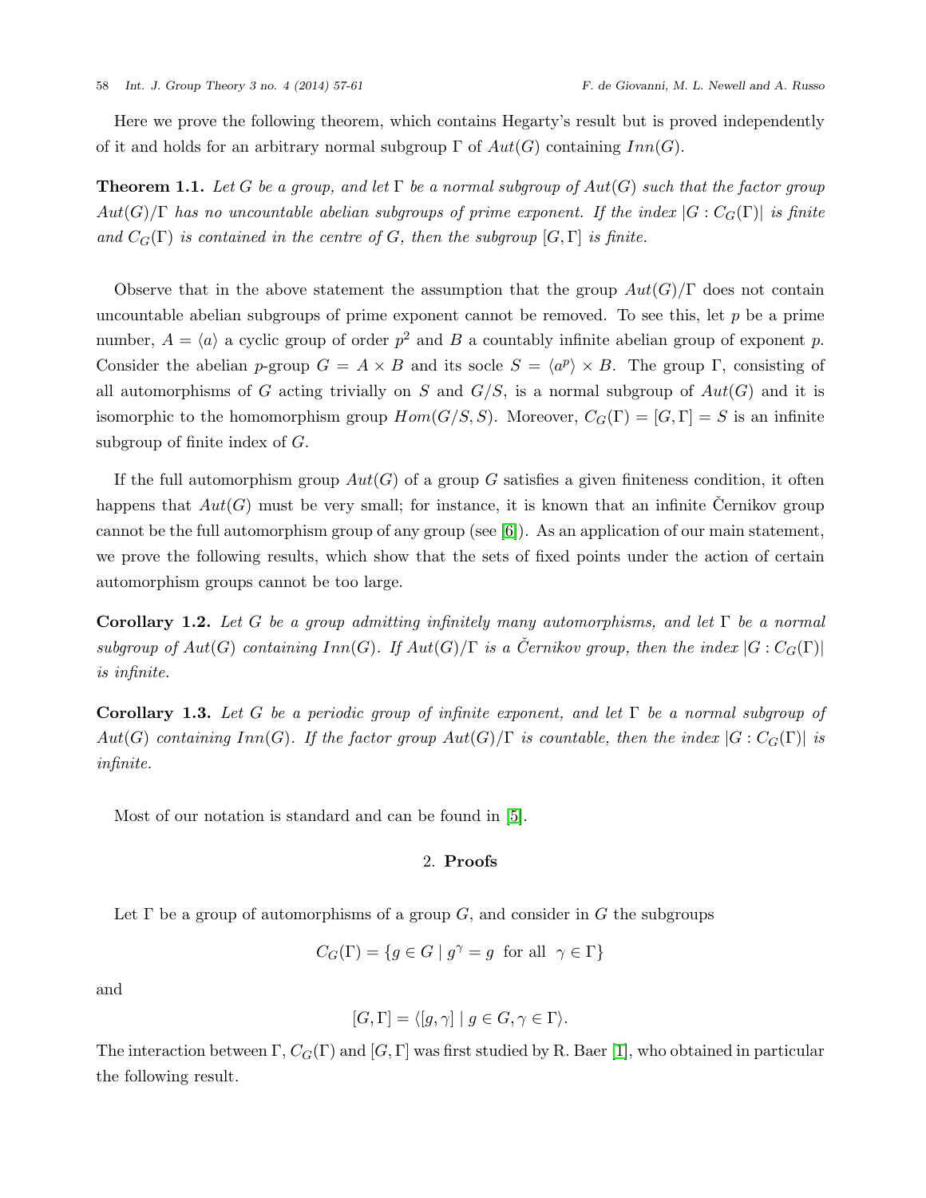Here we prove the following theorem, which contains Hegarty's result but is proved independently of it and holds for an arbitrary normal subgroup $\Gamma$ of $Aut(G)$ containing $Inn(G)$.

**Theorem 1.1.** *Let $G$ be a group, and let $\Gamma$ be a normal subgroup of $Aut(G)$ such that the factor group $Aut(G)/\Gamma$ has no uncountable abelian subgroups of prime exponent. If the index $|G : C_G(\Gamma)|$ is finite and $C_G(\Gamma)$ is contained in the centre of $G$, then the subgroup $[G, \Gamma]$ is finite.*

Observe that in the above statement the assumption that the group $Aut(G)/\Gamma$ does not contain uncountable abelian subgroups of prime exponent cannot be removed. To see this, let $p$ be a prime number, $A = \langle a \rangle$ a cyclic group of order $p^2$ and $B$ a countably infinite abelian group of exponent $p$. Consider the abelian $p$-group $G = A \times B$ and its socle $S = \langle a^p \rangle \times B$. The group $\Gamma$, consisting of all automorphisms of $G$ acting trivially on $S$ and $G/S$, is a normal subgroup of $Aut(G)$ and it is isomorphic to the homomorphism group $Hom(G/S, S)$. Moreover, $C_G(\Gamma) = [G, \Gamma] = S$ is an infinite subgroup of finite index of $G$.

If the full automorphism group $Aut(G)$ of a group $G$ satisfies a given finiteness condition, it often happens that $Aut(G)$ must be very small; for instance, it is known that an infinite Černikov group cannot be the full automorphism group of any group (see [6]). As an application of our main statement, we prove the following results, which show that the sets of fixed points under the action of certain automorphism groups cannot be too large.

**Corollary 1.2.** *Let $G$ be a group admitting infinitely many automorphisms, and let $\Gamma$ be a normal subgroup of $Aut(G)$ containing $Inn(G)$. If $Aut(G)/\Gamma$ is a Černikov group, then the index $|G : C_G(\Gamma)|$ is infinite.*

**Corollary 1.3.** *Let $G$ be a periodic group of infinite exponent, and let $\Gamma$ be a normal subgroup of $Aut(G)$ containing $Inn(G)$. If the factor group $Aut(G)/\Gamma$ is countable, then the index $|G : C_G(\Gamma)|$ is infinite.*

Most of our notation is standard and can be found in [5].

## 2. Proofs

Let $\Gamma$ be a group of automorphisms of a group $G$, and consider in $G$ the subgroups

$$C_G(\Gamma) = \{g \in G \mid g^\gamma = g \text{ for all } \gamma \in \Gamma\}$$

and

$$[G, \Gamma] = \langle [g, \gamma] \mid g \in G, \gamma \in \Gamma \rangle.$$

The interaction between $\Gamma$, $C_G(\Gamma)$ and $[G, \Gamma]$ was first studied by R. Baer [1], who obtained in particular the following result.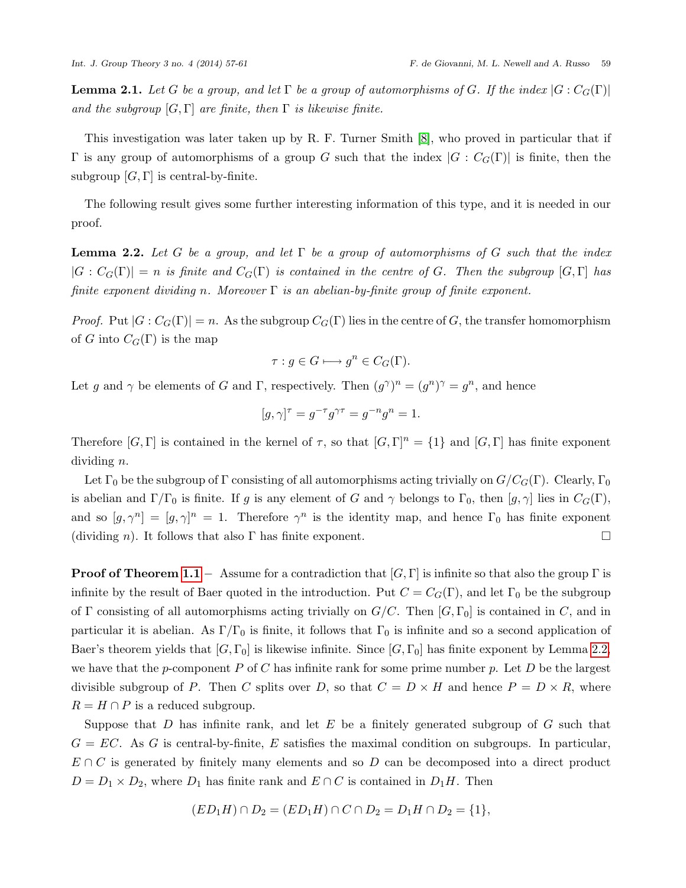**Lemma 2.1.** *Let $G$ be a group, and let $\Gamma$ be a group of automorphisms of $G$. If the index $|G : C_G(\Gamma)|$ and the subgroup $[G, \Gamma]$ are finite, then $\Gamma$ is likewise finite.*

This investigation was later taken up by R. F. Turner Smith [8], who proved in particular that if $\Gamma$ is any group of automorphisms of a group $G$ such that the index $|G : C_G(\Gamma)|$ is finite, then the subgroup $[G, \Gamma]$ is central-by-finite.

The following result gives some further interesting information of this type, and it is needed in our proof.

**Lemma 2.2.** *Let $G$ be a group, and let $\Gamma$ be a group of automorphisms of $G$ such that the index $|G : C_G(\Gamma)| = n$ is finite and $C_G(\Gamma)$ is contained in the centre of $G$. Then the subgroup $[G, \Gamma]$ has finite exponent dividing $n$. Moreover $\Gamma$ is an abelian-by-finite group of finite exponent.*

*Proof.* Put $|G : C_G(\Gamma)| = n$. As the subgroup $C_G(\Gamma)$ lies in the centre of $G$, the transfer homomorphism of $G$ into $C_G(\Gamma)$ is the map

$$\tau : g \in G \longmapsto g^n \in C_G(\Gamma).$$

Let $g$ and $\gamma$ be elements of $G$ and $\Gamma$, respectively. Then $(g^\gamma)^n = (g^n)^\gamma = g^n$, and hence

$$[g, \gamma]^\tau = g^{-\tau} g^{\gamma\tau} = g^{-n} g^n = 1.$$

Therefore $[G, \Gamma]$ is contained in the kernel of $\tau$, so that $[G, \Gamma]^n = \{1\}$ and $[G, \Gamma]$ has finite exponent dividing $n$.

Let $\Gamma_0$ be the subgroup of $\Gamma$ consisting of all automorphisms acting trivially on $G/C_G(\Gamma)$. Clearly, $\Gamma_0$ is abelian and $\Gamma/\Gamma_0$ is finite. If $g$ is any element of $G$ and $\gamma$ belongs to $\Gamma_0$, then $[g, \gamma]$ lies in $C_G(\Gamma)$, and so $[g, \gamma^n] = [g, \gamma]^n = 1$. Therefore $\gamma^n$ is the identity map, and hence $\Gamma_0$ has finite exponent (dividing $n$). It follows that also $\Gamma$ has finite exponent. $\square$

**Proof of Theorem 1.1** – Assume for a contradiction that $[G, \Gamma]$ is infinite so that also the group $\Gamma$ is infinite by the result of Baer quoted in the introduction. Put $C = C_G(\Gamma)$, and let $\Gamma_0$ be the subgroup of $\Gamma$ consisting of all automorphisms acting trivially on $G/C$. Then $[G, \Gamma_0]$ is contained in $C$, and in particular it is abelian. As $\Gamma/\Gamma_0$ is finite, it follows that $\Gamma_0$ is infinite and so a second application of Baer's theorem yields that $[G, \Gamma_0]$ is likewise infinite. Since $[G, \Gamma_0]$ has finite exponent by Lemma 2.2, we have that the $p$-component $P$ of $C$ has infinite rank for some prime number $p$. Let $D$ be the largest divisible subgroup of $P$. Then $C$ splits over $D$, so that $C = D \times H$ and hence $P = D \times R$, where $R = H \cap P$ is a reduced subgroup.

Suppose that $D$ has infinite rank, and let $E$ be a finitely generated subgroup of $G$ such that $G = EC$. As $G$ is central-by-finite, $E$ satisfies the maximal condition on subgroups. In particular, $E \cap C$ is generated by finitely many elements and so $D$ can be decomposed into a direct product $D = D_1 \times D_2$, where $D_1$ has finite rank and $E \cap C$ is contained in $D_1 H$. Then

$$(ED_1H) \cap D_2 = (ED_1H) \cap C \cap D_2 = D_1H \cap D_2 = \{1\},$$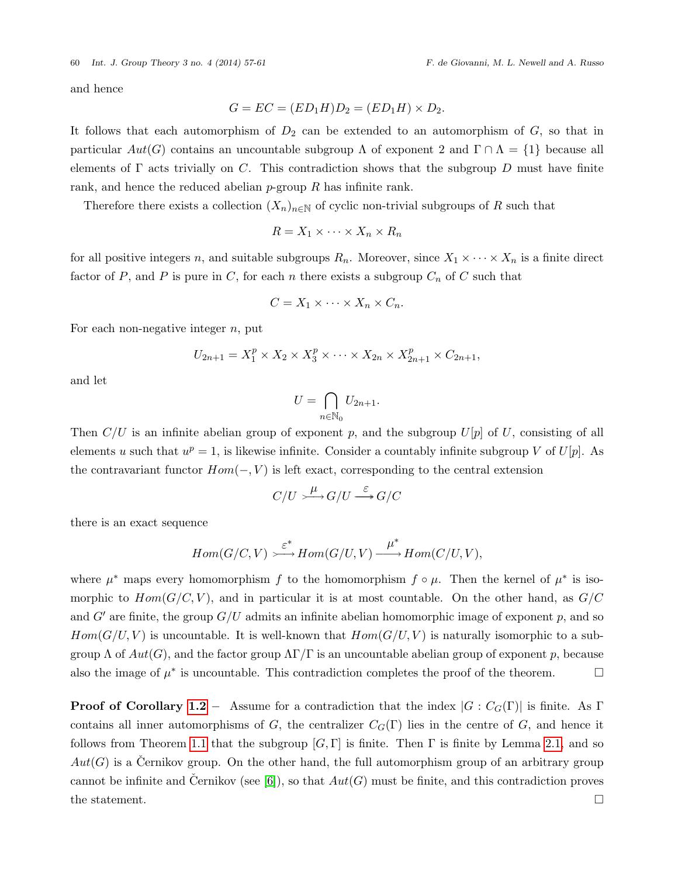and hence

$$G = EC = (ED_1H)D_2 = (ED_1H) \times D_2.$$

It follows that each automorphism of $D_2$ can be extended to an automorphism of $G$, so that in particular $Aut(G)$ contains an uncountable subgroup $\Lambda$ of exponent 2 and $\Gamma \cap \Lambda = \{1\}$ because all elements of $\Gamma$ acts trivially on $C$. This contradiction shows that the subgroup $D$ must have finite rank, and hence the reduced abelian $p$-group $R$ has infinite rank.

Therefore there exists a collection $(X_n)_{n\in\mathbb{N}}$ of cyclic non-trivial subgroups of $R$ such that

$$R = X_1 \times \cdots \times X_n \times R_n$$

for all positive integers $n$, and suitable subgroups $R_n$. Moreover, since $X_1 \times \cdots \times X_n$ is a finite direct factor of $P$, and $P$ is pure in $C$, for each $n$ there exists a subgroup $C_n$ of $C$ such that

$$C = X_1 \times \cdots \times X_n \times C_n.$$

For each non-negative integer $n$, put

$$U_{2n+1} = X_1^p \times X_2 \times X_3^p \times \cdots \times X_{2n} \times X_{2n+1}^p \times C_{2n+1},$$

and let

$$U = \bigcap_{n\in\mathbb{N}_0} U_{2n+1}.$$

Then $C/U$ is an infinite abelian group of exponent $p$, and the subgroup $U[p]$ of $U$, consisting of all elements $u$ such that $u^p = 1$, is likewise infinite. Consider a countably infinite subgroup $V$ of $U[p]$. As the contravariant functor $Hom(-, V)$ is left exact, corresponding to the central extension

$$C/U \overset{\mu}{\rightarrowtail} G/U \overset{\varepsilon}{\longrightarrow} G/C$$

there is an exact sequence

$$Hom(G/C, V) \overset{\varepsilon^*}{\rightarrowtail} Hom(G/U, V) \overset{\mu^*}{\longrightarrow} Hom(C/U, V),$$

where $\mu^*$ maps every homomorphism $f$ to the homomorphism $f \circ \mu$. Then the kernel of $\mu^*$ is isomorphic to $Hom(G/C, V)$, and in particular it is at most countable. On the other hand, as $G/C$ and $G'$ are finite, the group $G/U$ admits an infinite abelian homomorphic image of exponent $p$, and so $Hom(G/U, V)$ is uncountable. It is well-known that $Hom(G/U, V)$ is naturally isomorphic to a subgroup $\Lambda$ of $Aut(G)$, and the factor group $\Lambda\Gamma/\Gamma$ is an uncountable abelian group of exponent $p$, because also the image of $\mu^*$ is uncountable. This contradiction completes the proof of the theorem. □

**Proof of Corollary 1.2** – Assume for a contradiction that the index $|G : C_G(\Gamma)|$ is finite. As $\Gamma$ contains all inner automorphisms of $G$, the centralizer $C_G(\Gamma)$ lies in the centre of $G$, and hence it follows from Theorem 1.1 that the subgroup $[G, \Gamma]$ is finite. Then $\Gamma$ is finite by Lemma 2.1, and so $Aut(G)$ is a Černikov group. On the other hand, the full automorphism group of an arbitrary group cannot be infinite and Černikov (see [6]), so that $Aut(G)$ must be finite, and this contradiction proves the statement. □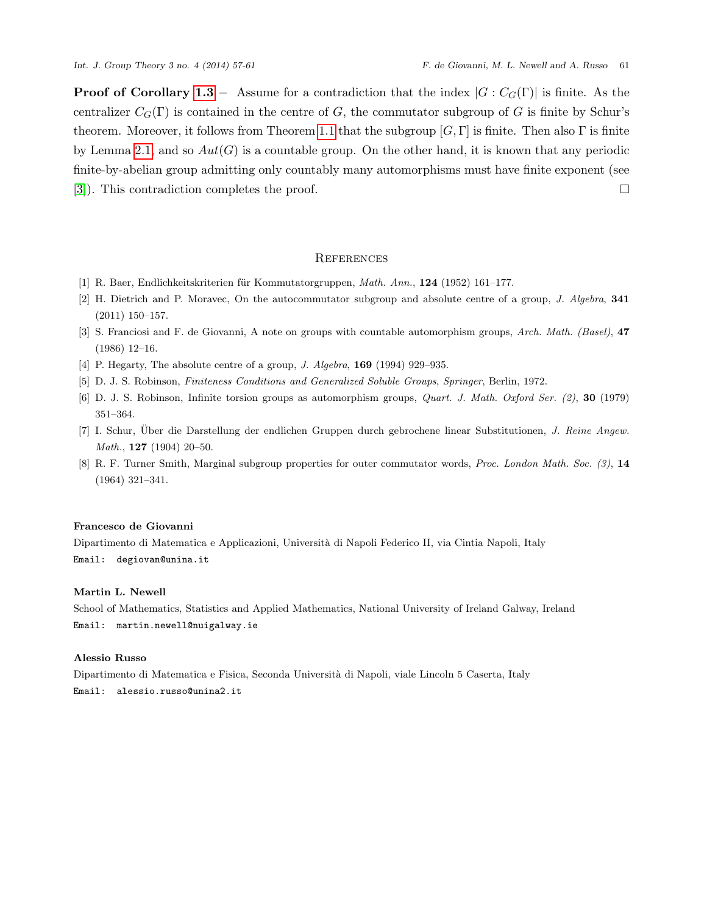**Proof of Corollary 1.3** – Assume for a contradiction that the index $|G : C_G(\Gamma)|$ is finite. As the centralizer $C_G(\Gamma)$ is contained in the centre of $G$, the commutator subgroup of $G$ is finite by Schur's theorem. Moreover, it follows from Theorem 1.1 that the subgroup $[G, \Gamma]$ is finite. Then also $\Gamma$ is finite by Lemma 2.1, and so $Aut(G)$ is a countable group. On the other hand, it is known that any periodic finite-by-abelian group admitting only countably many automorphisms must have finite exponent (see [3]). This contradiction completes the proof. □

## References

[1] R. Baer, Endlichkeitskriterien für Kommutatorgruppen, *Math. Ann.*, **124** (1952) 161–177.

[2] H. Dietrich and P. Moravec, On the autocommutator subgroup and absolute centre of a group, *J. Algebra*, **341** (2011) 150–157.

[3] S. Franciosi and F. de Giovanni, A note on groups with countable automorphism groups, *Arch. Math. (Basel)*, **47** (1986) 12–16.

[4] P. Hegarty, The absolute centre of a group, *J. Algebra*, **169** (1994) 929–935.

[5] D. J. S. Robinson, *Finiteness Conditions and Generalized Soluble Groups*, *Springer*, Berlin, 1972.

[6] D. J. S. Robinson, Infinite torsion groups as automorphism groups, *Quart. J. Math. Oxford Ser. (2)*, **30** (1979) 351–364.

[7] I. Schur, Über die Darstellung der endlichen Gruppen durch gebrochene linear Substitutionen, *J. Reine Angew. Math.*, **127** (1904) 20–50.

[8] R. F. Turner Smith, Marginal subgroup properties for outer commutator words, *Proc. London Math. Soc. (3)*, **14** (1964) 321–341.

**Francesco de Giovanni**

Dipartimento di Matematica e Applicazioni, Università di Napoli Federico II, via Cintia Napoli, Italy

Email: degiovan@unina.it

**Martin L. Newell**

School of Mathematics, Statistics and Applied Mathematics, National University of Ireland Galway, Ireland

Email: martin.newell@nuigalway.ie

**Alessio Russo**

Dipartimento di Matematica e Fisica, Seconda Università di Napoli, viale Lincoln 5 Caserta, Italy

Email: alessio.russo@unina2.it